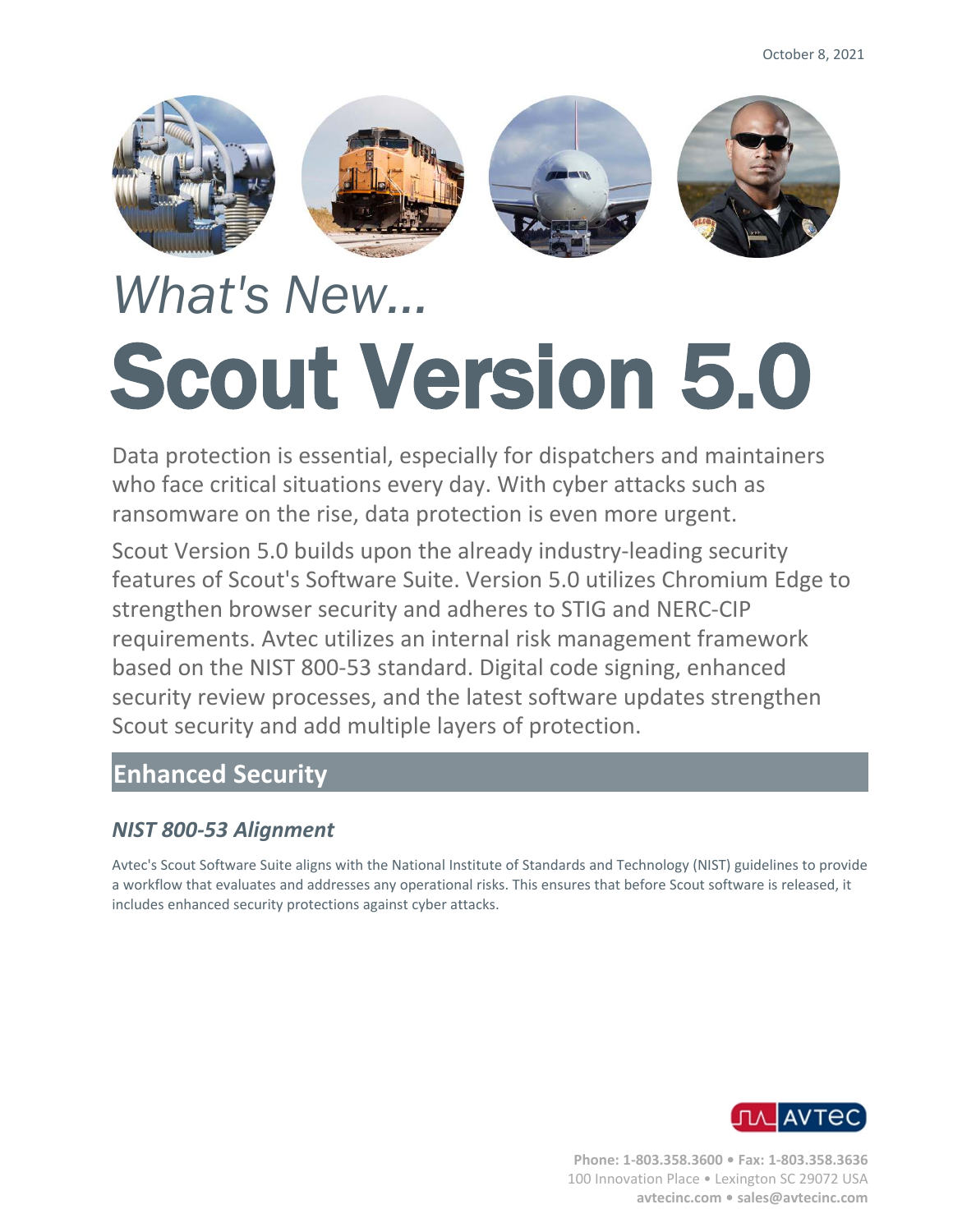October 8, 2021

*What's New...*

# Scout Version 5.0

Data protection is essential, especially for dispatchers and maintainers who face critical situations every day. With cyber attacks such as ransomware on the rise, data protection is even more urgent.

Scout Version 5.0 builds upon the already industry-leading security features of Scout's Software Suite. Version 5.0 utilizes Chromium Edge to strengthen browser security and adheres to STIG and NERC-CIP requirements. Avtec utilizes an internal risk management framework based on the NIST 800-53 standard. Digital code signing, enhanced security review processes, and the latest software updates strengthen Scout security and add multiple layers of protection.

## Enhanced Security

### *NIST 800-53 Alignment*

Avtec's Scout Software Suite aligns with the National Institute of Standards and Technology (NIST) guidelines to provide a workflow that evaluates and addresses any operational risks. This ensures that before Scout software is released, it includes enhanced security protections against cyber attacks.

**Phone: 1-803.358.3600 • Fax: 1-803.358.3636**
100 Innovation Place • Lexington SC 29072 USA
**avtecinc.com • sales@avtecinc.com**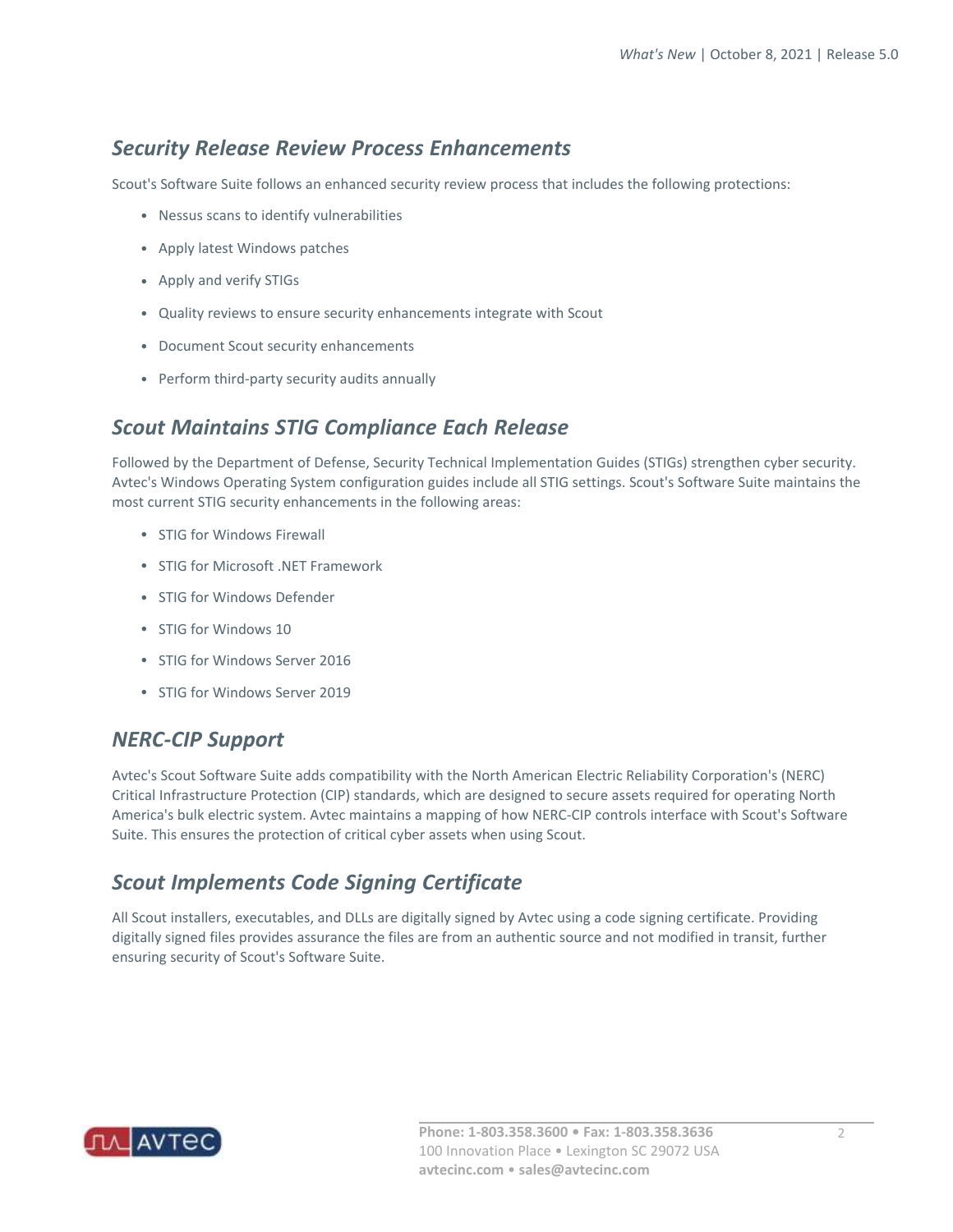## *Security Release Review Process Enhancements*

Scout's Software Suite follows an enhanced security review process that includes the following protections:

- Nessus scans to identify vulnerabilities
- Apply latest Windows patches
- Apply and verify STIGs
- Quality reviews to ensure security enhancements integrate with Scout
- Document Scout security enhancements
- Perform third-party security audits annually

## *Scout Maintains STIG Compliance Each Release*

Followed by the Department of Defense, Security Technical Implementation Guides (STIGs) strengthen cyber security. Avtec's Windows Operating System configuration guides include all STIG settings. Scout's Software Suite maintains the most current STIG security enhancements in the following areas:

- STIG for Windows Firewall
- STIG for Microsoft .NET Framework
- STIG for Windows Defender
- STIG for Windows 10
- STIG for Windows Server 2016
- STIG for Windows Server 2019

## *NERC-CIP Support*

Avtec's Scout Software Suite adds compatibility with the North American Electric Reliability Corporation's (NERC) Critical Infrastructure Protection (CIP) standards, which are designed to secure assets required for operating North America's bulk electric system. Avtec maintains a mapping of how NERC-CIP controls interface with Scout's Software Suite. This ensures the protection of critical cyber assets when using Scout.

## *Scout Implements Code Signing Certificate*

All Scout installers, executables, and DLLs are digitally signed by Avtec using a code signing certificate. Providing digitally signed files provides assurance the files are from an authentic source and not modified in transit, further ensuring security of Scout's Software Suite.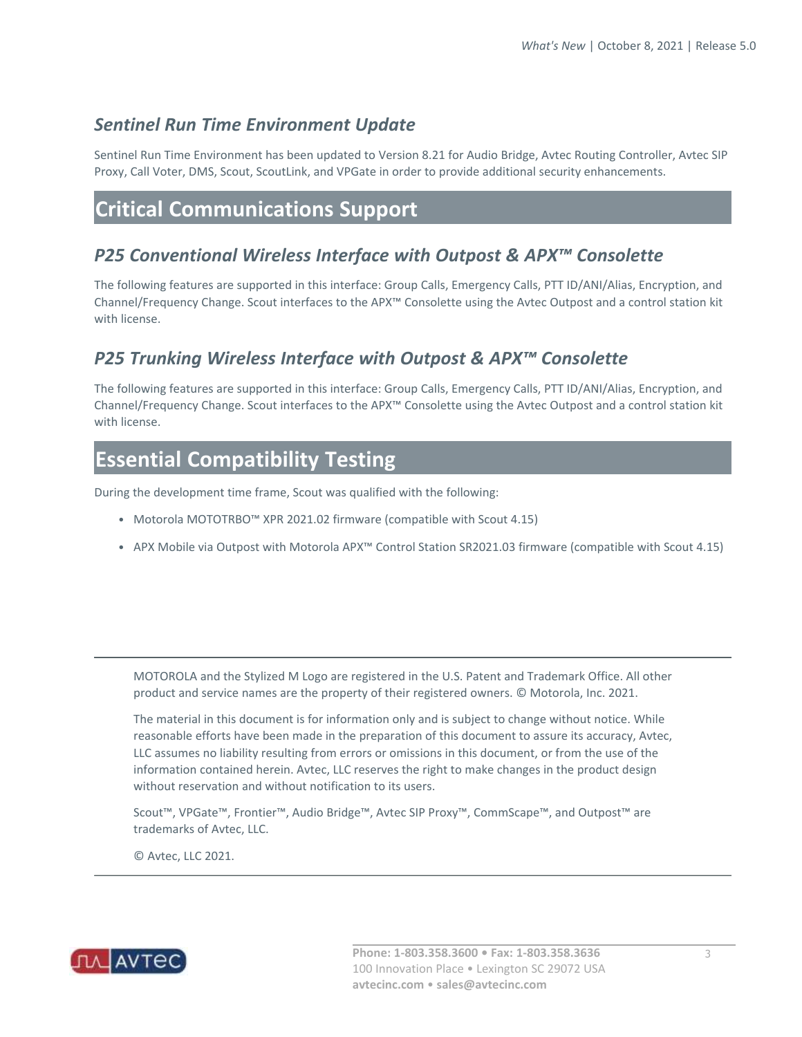### *Sentinel Run Time Environment Update*

Sentinel Run Time Environment has been updated to Version 8.21 for Audio Bridge, Avtec Routing Controller, Avtec SIP Proxy, Call Voter, DMS, Scout, ScoutLink, and VPGate in order to provide additional security enhancements.

## Critical Communications Support

### *P25 Conventional Wireless Interface with Outpost & APX™ Consolette*

The following features are supported in this interface: Group Calls, Emergency Calls, PTT ID/ANI/Alias, Encryption, and Channel/Frequency Change. Scout interfaces to the APX™ Consolette using the Avtec Outpost and a control station kit with license.

### *P25 Trunking Wireless Interface with Outpost & APX™ Consolette*

The following features are supported in this interface: Group Calls, Emergency Calls, PTT ID/ANI/Alias, Encryption, and Channel/Frequency Change. Scout interfaces to the APX™ Consolette using the Avtec Outpost and a control station kit with license.

## Essential Compatibility Testing

During the development time frame, Scout was qualified with the following:

- Motorola MOTOTRBO™ XPR 2021.02 firmware (compatible with Scout 4.15)
- APX Mobile via Outpost with Motorola APX™ Control Station SR2021.03 firmware (compatible with Scout 4.15)

---

MOTOROLA and the Stylized M Logo are registered in the U.S. Patent and Trademark Office. All other product and service names are the property of their registered owners. © Motorola, Inc. 2021.

The material in this document is for information only and is subject to change without notice. While reasonable efforts have been made in the preparation of this document to assure its accuracy, Avtec, LLC assumes no liability resulting from errors or omissions in this document, or from the use of the information contained herein. Avtec, LLC reserves the right to make changes in the product design without reservation and without notification to its users.

Scout™, VPGate™, Frontier™, Audio Bridge™, Avtec SIP Proxy™, CommScape™, and Outpost™ are trademarks of Avtec, LLC.

© Avtec, LLC 2021.

---

**Phone: 1-803.358.3600 • Fax: 1-803.358.3636**
100 Innovation Place • Lexington SC 29072 USA
**avtecinc.com • sales@avtecinc.com**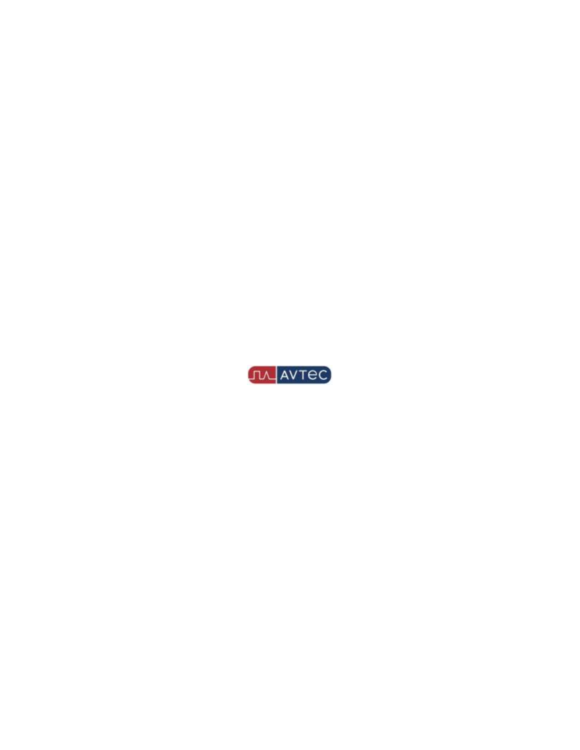AVTEC